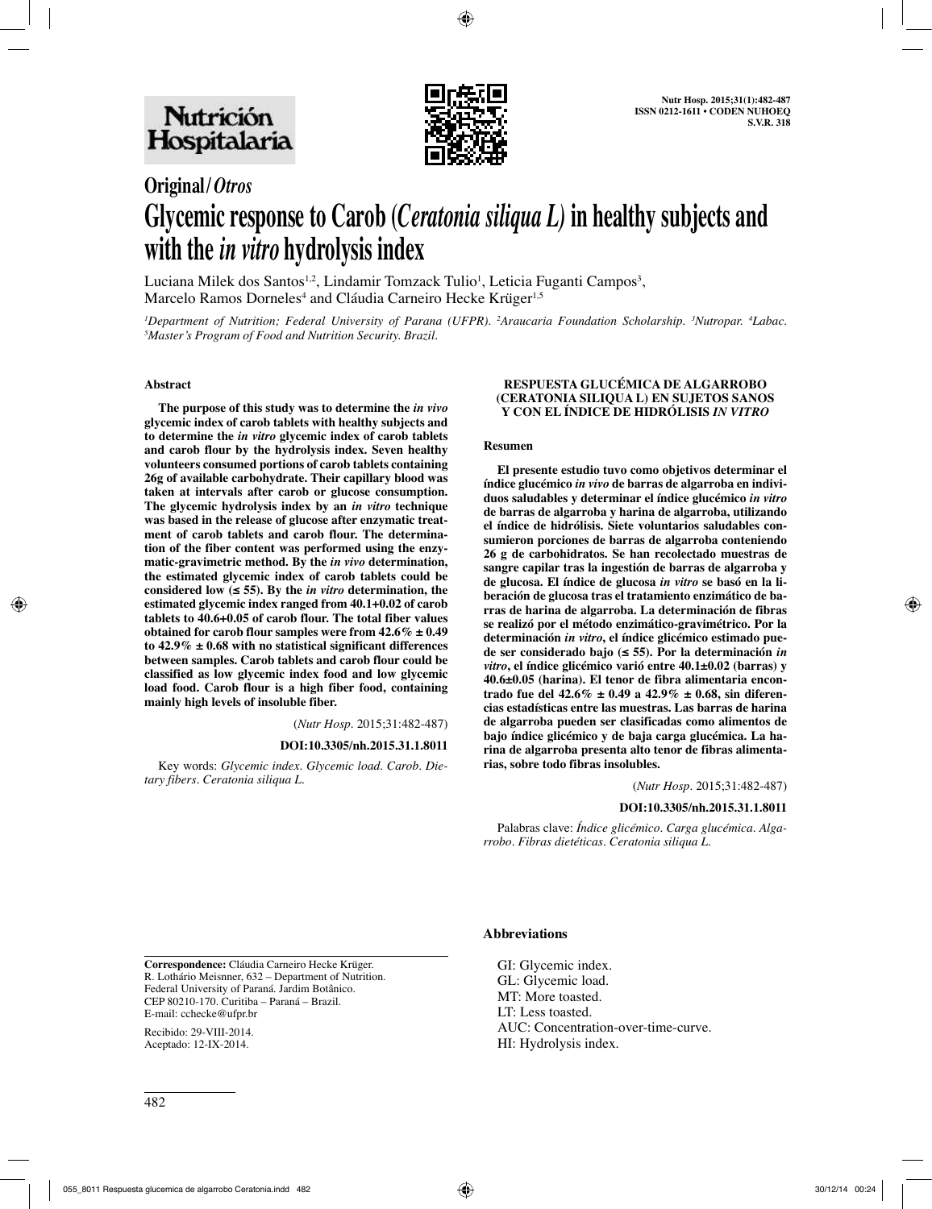**Original / *Otros***

# Glycemic response to Carob (*Ceratonia siliqua L*) in healthy subjects and with the *in vitro* hydrolysis index

Luciana Milek dos Santos[1,2], Lindamir Tomzack Tulio[1], Leticia Fuganti Campos[3], Marcelo Ramos Dorneles[4] and Cláudia Carneiro Hecke Krüger[1,5]

[1]*Department of Nutrition; Federal University of Parana (UFPR).* [2]*Araucaria Foundation Scholarship.* [3]*Nutropar.* [4]*Labac.* [5]*Master's Program of Food and Nutrition Security. Brazil.*

## Abstract

**The purpose of this study was to determine the *in vivo* glycemic index of carob tablets with healthy subjects and to determine the *in vitro* glycemic index of carob tablets and carob flour by the hydrolysis index. Seven healthy volunteers consumed portions of carob tablets containing 26g of available carbohydrate. Their capillary blood was taken at intervals after carob or glucose consumption. The glycemic hydrolysis index by an *in vitro* technique was based in the release of glucose after enzymatic treatment of carob tablets and carob flour. The determination of the fiber content was performed using the enzymatic-gravimetric method. By the *in vivo* determination, the estimated glycemic index of carob tablets could be considered low (≤ 55). By the *in vitro* determination, the estimated glycemic index ranged from 40.1+0.02 of carob tablets to 40.6+0.05 of carob flour. The total fiber values obtained for carob flour samples were from 42.6% ± 0.49 to 42.9% ± 0.68 with no statistical significant differences between samples. Carob tablets and carob flour could be classified as low glycemic index food and low glycemic load food. Carob flour is a high fiber food, containing mainly high levels of insoluble fiber.**

(*Nutr Hosp*. 2015;31:482-487)

**DOI:10.3305/nh.2015.31.1.8011**

Key words: *Glycemic index. Glycemic load. Carob. Dietary fibers. Ceratonia siliqua L.*

## RESPUESTA GLUCÉMICA DE ALGARROBO (CERATONIA SILIQUA L) EN SUJETOS SANOS Y CON EL ÍNDICE DE HIDRÓLISIS *IN VITRO*

### Resumen

**El presente estudio tuvo como objetivos determinar el índice glucémico *in vivo* de barras de algarroba en individuos saludables y determinar el índice glucémico *in vitro* de barras de algarroba y harina de algarroba, utilizando el índice de hidrólisis. Siete voluntarios saludables consumieron porciones de barras de algarroba conteniendo 26 g de carbohidratos. Se han recolectado muestras de sangre capilar tras la ingestión de barras de algarroba y de glucosa. El índice de glucosa *in vitro* se basó en la liberación de glucosa tras el tratamiento enzimático de barras de harina de algarroba. La determinación de fibras se realizó por el método enzimático-gravimétrico. Por la determinación *in vitro*, el índice glicémico estimado puede ser considerado bajo (≤ 55). Por la determinación *in vitro*, el índice glicémico varió entre 40.1±0.02 (barras) y 40.6±0.05 (harina). El tenor de fibra alimentaria encontrado fue del 42.6% ± 0.49 a 42.9% ± 0.68, sin diferencias estadísticas entre las muestras. Las barras de harina de algarroba pueden ser clasificadas como alimentos de bajo índice glicémico y de baja carga glucémica. La harina de algarroba presenta alto tenor de fibras alimentarias, sobre todo fibras insolubles.**

(*Nutr Hosp*. 2015;31:482-487)

**DOI:10.3305/nh.2015.31.1.8011**

Palabras clave: *Índice glicémico. Carga glucémica. Algarrobo. Fibras dietéticas. Ceratonia siliqua L.*

**Correspondence:** Cláudia Carneiro Hecke Krüger.
R. Lothário Meisnner, 632 – Department of Nutrition.
Federal University of Paraná. Jardim Botânico.
CEP 80210-170. Curitiba – Paraná – Brazil.
E-mail: cchecke@ufpr.br

Recibido: 29-VIII-2014.
Aceptado: 12-IX-2014.

### Abbreviations

GI: Glycemic index.
GL: Glycemic load.
MT: More toasted.
LT: Less toasted.
AUC: Concentration-over-time-curve.
HI: Hydrolysis index.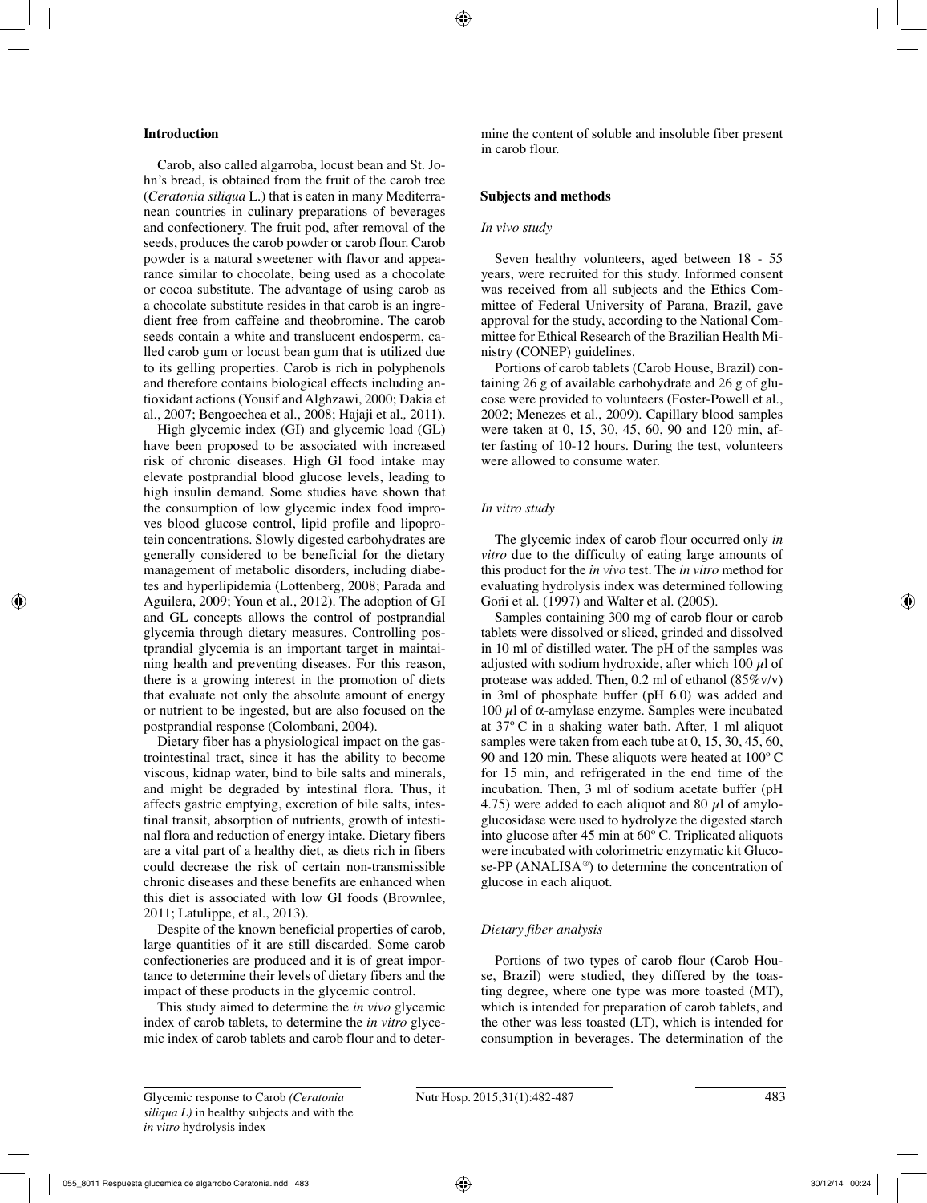## Introduction

Carob, also called algarroba, locust bean and St. John's bread, is obtained from the fruit of the carob tree (*Ceratonia siliqua* L.) that is eaten in many Mediterranean countries in culinary preparations of beverages and confectionery. The fruit pod, after removal of the seeds, produces the carob powder or carob flour. Carob powder is a natural sweetener with flavor and appearance similar to chocolate, being used as a chocolate or cocoa substitute. The advantage of using carob as a chocolate substitute resides in that carob is an ingredient free from caffeine and theobromine. The carob seeds contain a white and translucent endosperm, called carob gum or locust bean gum that is utilized due to its gelling properties. Carob is rich in polyphenols and therefore contains biological effects including antioxidant actions (Yousif and Alghzawi, 2000; Dakia et al., 2007; Bengoechea et al., 2008; Hajaji et al*.,* 2011).

High glycemic index (GI) and glycemic load (GL) have been proposed to be associated with increased risk of chronic diseases. High GI food intake may elevate postprandial blood glucose levels, leading to high insulin demand. Some studies have shown that the consumption of low glycemic index food improves blood glucose control, lipid profile and lipoprotein concentrations. Slowly digested carbohydrates are generally considered to be beneficial for the dietary management of metabolic disorders, including diabetes and hyperlipidemia (Lottenberg, 2008; Parada and Aguilera, 2009; Youn et al., 2012). The adoption of GI and GL concepts allows the control of postprandial glycemia through dietary measures. Controlling postprandial glycemia is an important target in maintaining health and preventing diseases. For this reason, there is a growing interest in the promotion of diets that evaluate not only the absolute amount of energy or nutrient to be ingested, but are also focused on the postprandial response (Colombani, 2004).

Dietary fiber has a physiological impact on the gastrointestinal tract, since it has the ability to become viscous, kidnap water, bind to bile salts and minerals, and might be degraded by intestinal flora. Thus, it affects gastric emptying, excretion of bile salts, intestinal transit, absorption of nutrients, growth of intestinal flora and reduction of energy intake. Dietary fibers are a vital part of a healthy diet, as diets rich in fibers could decrease the risk of certain non-transmissible chronic diseases and these benefits are enhanced when this diet is associated with low GI foods (Brownlee, 2011; Latulippe, et al., 2013).

Despite of the known beneficial properties of carob, large quantities of it are still discarded. Some carob confectioneries are produced and it is of great importance to determine their levels of dietary fibers and the impact of these products in the glycemic control.

This study aimed to determine the *in vivo* glycemic index of carob tablets, to determine the *in vitro* glycemic index of carob tablets and carob flour and to determine the content of soluble and insoluble fiber present in carob flour.

## Subjects and methods

### *In vivo study*

Seven healthy volunteers, aged between 18 - 55 years, were recruited for this study. Informed consent was received from all subjects and the Ethics Committee of Federal University of Parana, Brazil, gave approval for the study, according to the National Committee for Ethical Research of the Brazilian Health Ministry (CONEP) guidelines.

Portions of carob tablets (Carob House, Brazil) containing 26 g of available carbohydrate and 26 g of glucose were provided to volunteers (Foster-Powell et al., 2002; Menezes et al., 2009). Capillary blood samples were taken at 0, 15, 30, 45, 60, 90 and 120 min, after fasting of 10-12 hours. During the test, volunteers were allowed to consume water.

### *In vitro study*

The glycemic index of carob flour occurred only *in vitro* due to the difficulty of eating large amounts of this product for the *in vivo* test. The *in vitro* method for evaluating hydrolysis index was determined following Goñi et al. (1997) and Walter et al. (2005).

Samples containing 300 mg of carob flour or carob tablets were dissolved or sliced, grinded and dissolved in 10 ml of distilled water. The pH of the samples was adjusted with sodium hydroxide, after which 100 $\mu$l of protease was added. Then, 0.2 ml of ethanol (85%v/v) in 3ml of phosphate buffer (pH 6.0) was added and 100 $\mu$l of $\alpha$-amylase enzyme. Samples were incubated at 37º C in a shaking water bath. After, 1 ml aliquot samples were taken from each tube at 0, 15, 30, 45, 60, 90 and 120 min. These aliquots were heated at 100º C for 15 min, and refrigerated in the end time of the incubation. Then, 3 ml of sodium acetate buffer (pH 4.75) were added to each aliquot and 80 $\mu$l of amyloglucosidase were used to hydrolyze the digested starch into glucose after 45 min at 60º C. Triplicated aliquots were incubated with colorimetric enzymatic kit Glucose-PP (ANALISA®) to determine the concentration of glucose in each aliquot.

### *Dietary fiber analysis*

Portions of two types of carob flour (Carob House, Brazil) were studied, they differed by the toasting degree, where one type was more toasted (MT), which is intended for preparation of carob tablets, and the other was less toasted (LT), which is intended for consumption in beverages. The determination of the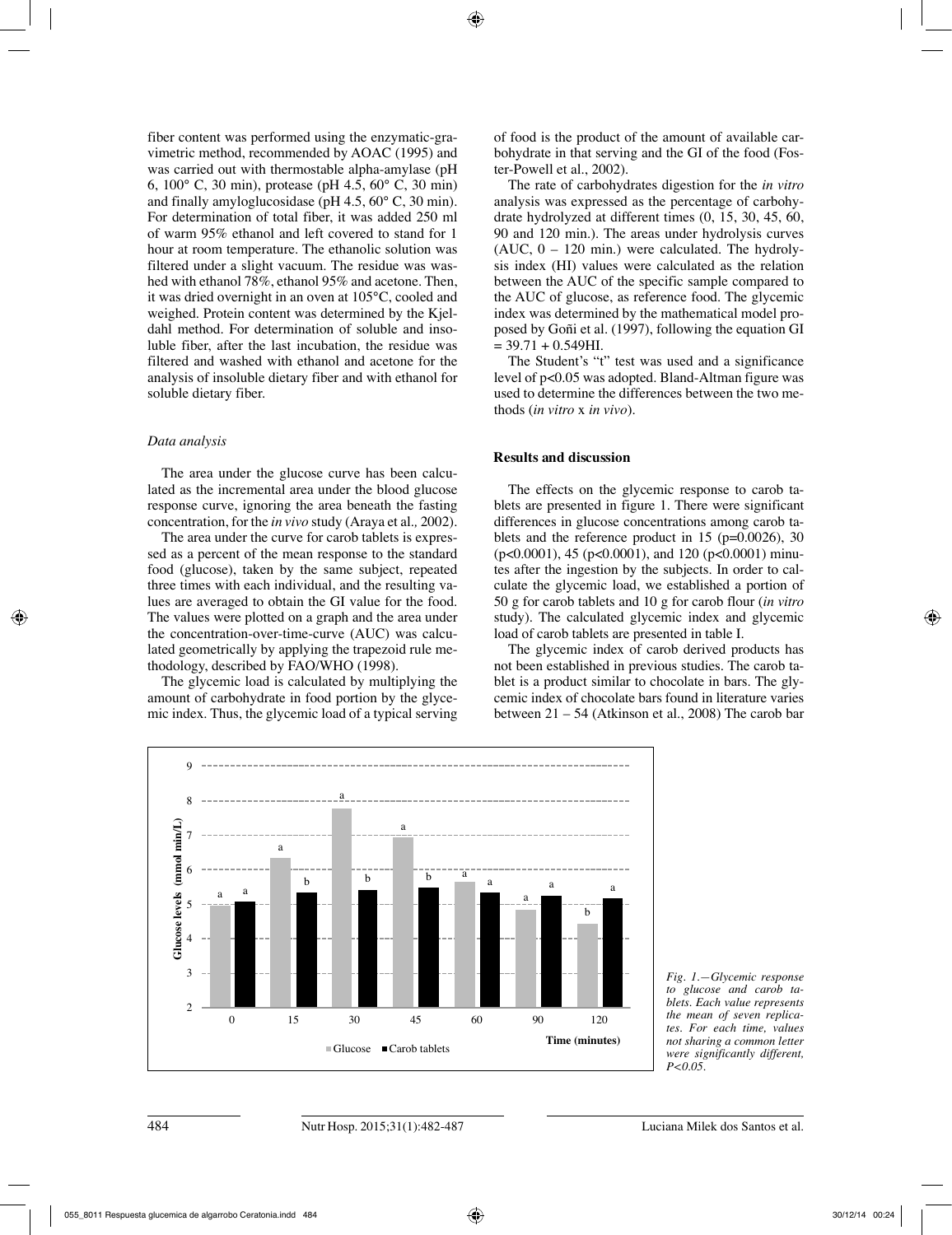fiber content was performed using the enzymatic-gravimetric method, recommended by AOAC (1995) and was carried out with thermostable alpha-amylase (pH 6, 100° C, 30 min), protease (pH 4.5, 60° C, 30 min) and finally amyloglucosidase (pH 4.5, 60° C, 30 min). For determination of total fiber, it was added 250 ml of warm 95% ethanol and left covered to stand for 1 hour at room temperature. The ethanolic solution was filtered under a slight vacuum. The residue was washed with ethanol 78%, ethanol 95% and acetone. Then, it was dried overnight in an oven at 105°C, cooled and weighed. Protein content was determined by the Kjeldahl method. For determination of soluble and insoluble fiber, after the last incubation, the residue was filtered and washed with ethanol and acetone for the analysis of insoluble dietary fiber and with ethanol for soluble dietary fiber.

### *Data analysis*

The area under the glucose curve has been calculated as the incremental area under the blood glucose response curve, ignoring the area beneath the fasting concentration, for the *in vivo* study (Araya et al*.,* 2002).

The area under the curve for carob tablets is expressed as a percent of the mean response to the standard food (glucose), taken by the same subject, repeated three times with each individual, and the resulting values are averaged to obtain the GI value for the food. The values were plotted on a graph and the area under the concentration-over-time-curve (AUC) was calculated geometrically by applying the trapezoid rule methodology, described by FAO/WHO (1998).

The glycemic load is calculated by multiplying the amount of carbohydrate in food portion by the glycemic index. Thus, the glycemic load of a typical serving of food is the product of the amount of available carbohydrate in that serving and the GI of the food (Foster-Powell et al., 2002).

The rate of carbohydrates digestion for the *in vitro* analysis was expressed as the percentage of carbohydrate hydrolyzed at different times (0, 15, 30, 45, 60, 90 and 120 min.). The areas under hydrolysis curves (AUC, 0 – 120 min.) were calculated. The hydrolysis index (HI) values were calculated as the relation between the AUC of the specific sample compared to the AUC of glucose, as reference food. The glycemic index was determined by the mathematical model proposed by Goñi et al. (1997), following the equation $GI = 39.71 + 0.549HI$.

The Student's "t" test was used and a significance level of $p<0.05$ was adopted. Bland-Altman figure was used to determine the differences between the two methods (*in vitro* x *in vivo*).

## Results and discussion

The effects on the glycemic response to carob tablets are presented in figure 1. There were significant differences in glucose concentrations among carob tablets and the reference product in 15 ($p=0.0026$), 30 ($p<0.0001$), 45 ($p<0.0001$), and 120 ($p<0.0001$) minutes after the ingestion by the subjects. In order to calculate the glycemic load, we established a portion of 50 g for carob tablets and 10 g for carob flour (*in vitro* study). The calculated glycemic index and glycemic load of carob tablets are presented in table I.

The glycemic index of carob derived products has not been established in previous studies. The carob tablet is a product similar to chocolate in bars. The glycemic index of chocolate bars found in literature varies between 21 – 54 (Atkinson et al., 2008) The carob bar

*Fig. 1.—Glycemic response to glucose and carob tablets. Each value represents the mean of seven replicates. For each time, values not sharing a common letter were significantly different, P<0.05.*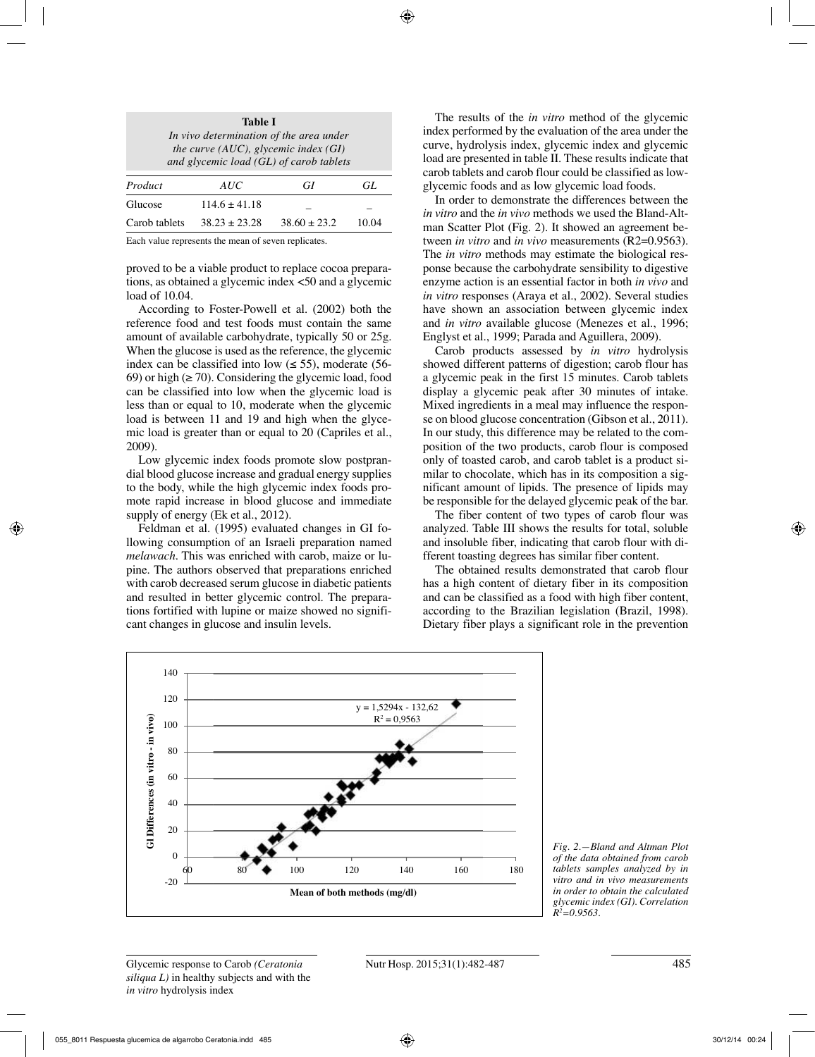**Table I**
*In vivo determination of the area under the curve (AUC), glycemic index (GI) and glycemic load (GL) of carob tablets*

| *Product* | *AUC* | *GI* | *GL* |
|---|---|---|---|
| Glucose | 114.6 ± 41.18 | – | – |
| Carob tablets | 38.23 ± 23.28 | 38.60 ± 23.2 | 10.04 |

Each value represents the mean of seven replicates.

proved to be a viable product to replace cocoa preparations, as obtained a glycemic index <50 and a glycemic load of 10.04.

According to Foster-Powell et al. (2002) both the reference food and test foods must contain the same amount of available carbohydrate, typically 50 or 25g. When the glucose is used as the reference, the glycemic index can be classified into low (≤ 55), moderate (56-69) or high (≥ 70). Considering the glycemic load, food can be classified into low when the glycemic load is less than or equal to 10, moderate when the glycemic load is between 11 and 19 and high when the glycemic load is greater than or equal to 20 (Capriles et al., 2009).

Low glycemic index foods promote slow postprandial blood glucose increase and gradual energy supplies to the body, while the high glycemic index foods promote rapid increase in blood glucose and immediate supply of energy (Ek et al., 2012).

Feldman et al. (1995) evaluated changes in GI following consumption of an Israeli preparation named *melawach*. This was enriched with carob, maize or lupine. The authors observed that preparations enriched with carob decreased serum glucose in diabetic patients and resulted in better glycemic control. The preparations fortified with lupine or maize showed no significant changes in glucose and insulin levels.

The results of the *in vitro* method of the glycemic index performed by the evaluation of the area under the curve, hydrolysis index, glycemic index and glycemic load are presented in table II. These results indicate that carob tablets and carob flour could be classified as low-glycemic foods and as low glycemic load foods.

In order to demonstrate the differences between the *in vitro* and the *in vivo* methods we used the Bland-Altman Scatter Plot (Fig. 2). It showed an agreement between *in vitro* and *in vivo* measurements ($R^2$=0.9563). The *in vitro* methods may estimate the biological response because the carbohydrate sensibility to digestive enzyme action is an essential factor in both *in vivo* and *in vitro* responses (Araya et al., 2002). Several studies have shown an association between glycemic index and *in vitro* available glucose (Menezes et al., 1996; Englyst et al., 1999; Parada and Aguillera, 2009).

Carob products assessed by *in vitro* hydrolysis showed different patterns of digestion; carob flour has a glycemic peak in the first 15 minutes. Carob tablets display a glycemic peak after 30 minutes of intake. Mixed ingredients in a meal may influence the response on blood glucose concentration (Gibson et al., 2011). In our study, this difference may be related to the composition of the two products, carob flour is composed only of toasted carob, and carob tablet is a product similar to chocolate, which has in its composition a significant amount of lipids. The presence of lipids may be responsible for the delayed glycemic peak of the bar.

The fiber content of two types of carob flour was analyzed. Table III shows the results for total, soluble and insoluble fiber, indicating that carob flour with different toasting degrees has similar fiber content.

The obtained results demonstrated that carob flour has a high content of dietary fiber in its composition and can be classified as a food with high fiber content, according to the Brazilian legislation (Brazil, 1998). Dietary fiber plays a significant role in the prevention

*Fig. 2.—Bland and Altman Plot of the data obtained from carob tablets samples analyzed by in vitro and in vivo measurements in order to obtain the calculated glycemic index (GI). Correlation $R^2$=0.9563.*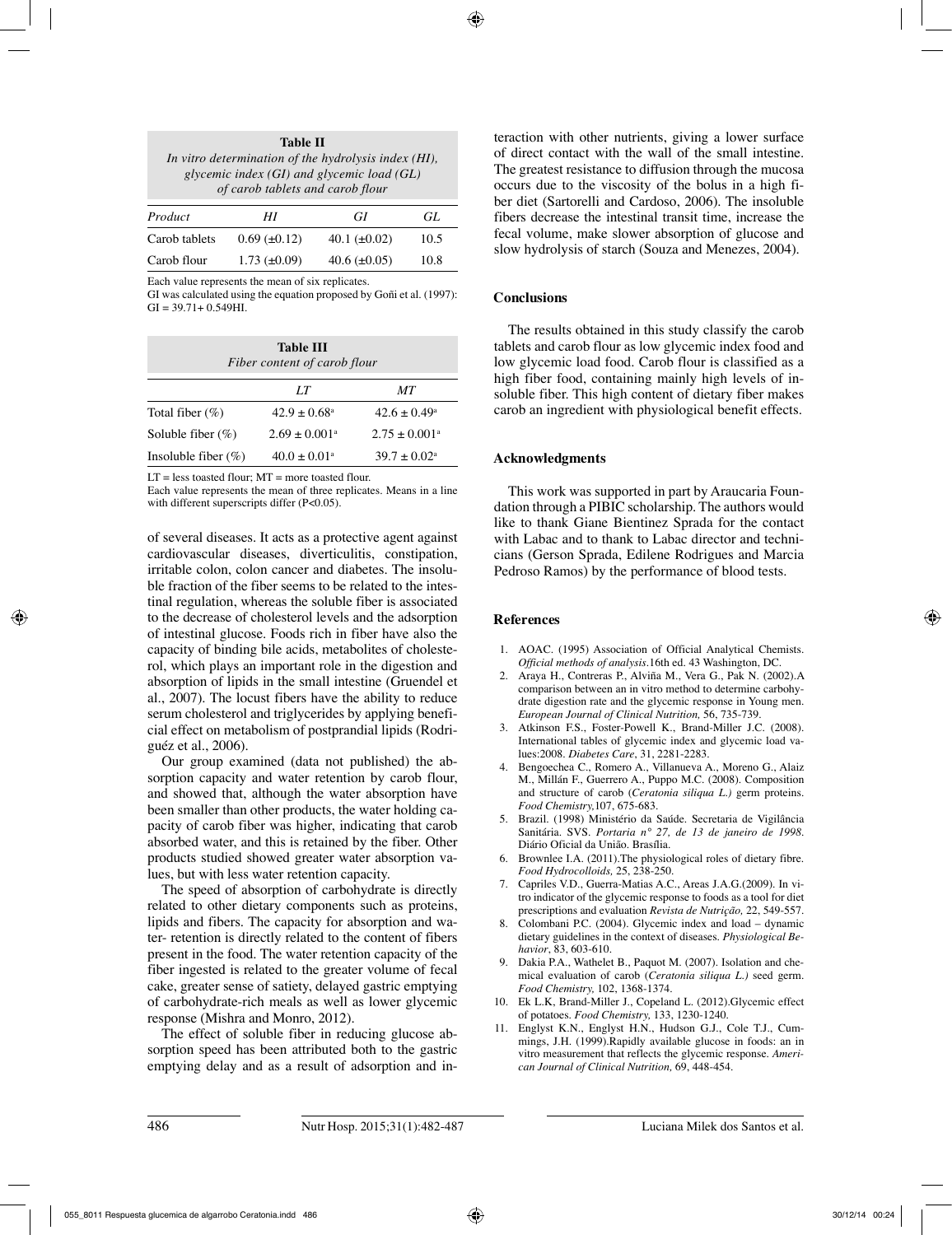**Table II**
*In vitro determination of the hydrolysis index (HI), glycemic index (GI) and glycemic load (GL) of carob tablets and carob flour*

| *Product* | *HI* | *GI* | *GL* |
|---|---|---|---|
| Carob tablets | 0.69 (±0.12) | 40.1 (±0.02) | 10.5 |
| Carob flour | 1.73 (±0.09) | 40.6 (±0.05) | 10.8 |

Each value represents the mean of six replicates.
GI was calculated using the equation proposed by Goñi et al. (1997): GI = 39.71+ 0.549HI.

**Table III**
*Fiber content of carob flour*

| | *LT* | *MT* |
|---|---|---|
| Total fiber (%) | $42.9 \pm 0.68^a$ | $42.6 \pm 0.49^a$ |
| Soluble fiber (%) | $2.69 \pm 0.001^a$ | $2.75 \pm 0.001^a$ |
| Insoluble fiber (%) | $40.0 \pm 0.01^a$ | $39.7 \pm 0.02^a$ |

LT = less toasted flour; MT = more toasted flour.
Each value represents the mean of three replicates. Means in a line with different superscripts differ (P<0.05).

of several diseases. It acts as a protective agent against cardiovascular diseases, diverticulitis, constipation, irritable colon, colon cancer and diabetes. The insoluble fraction of the fiber seems to be related to the intestinal regulation, whereas the soluble fiber is associated to the decrease of cholesterol levels and the adsorption of intestinal glucose. Foods rich in fiber have also the capacity of binding bile acids, metabolites of cholesterol, which plays an important role in the digestion and absorption of lipids in the small intestine (Gruendel et al., 2007). The locust fibers have the ability to reduce serum cholesterol and triglycerides by applying beneficial effect on metabolism of postprandial lipids (Rodriguéz et al., 2006).

Our group examined (data not published) the absorption capacity and water retention by carob flour, and showed that, although the water absorption have been smaller than other products, the water holding capacity of carob fiber was higher, indicating that carob absorbed water, and this is retained by the fiber. Other products studied showed greater water absorption values, but with less water retention capacity.

The speed of absorption of carbohydrate is directly related to other dietary components such as proteins, lipids and fibers. The capacity for absorption and water- retention is directly related to the content of fibers present in the food. The water retention capacity of the fiber ingested is related to the greater volume of fecal cake, greater sense of satiety, delayed gastric emptying of carbohydrate-rich meals as well as lower glycemic response (Mishra and Monro, 2012).

The effect of soluble fiber in reducing glucose absorption speed has been attributed both to the gastric emptying delay and as a result of adsorption and interaction with other nutrients, giving a lower surface of direct contact with the wall of the small intestine. The greatest resistance to diffusion through the mucosa occurs due to the viscosity of the bolus in a high fiber diet (Sartorelli and Cardoso, 2006). The insoluble fibers decrease the intestinal transit time, increase the fecal volume, make slower absorption of glucose and slow hydrolysis of starch (Souza and Menezes, 2004).

### Conclusions

The results obtained in this study classify the carob tablets and carob flour as low glycemic index food and low glycemic load food. Carob flour is classified as a high fiber food, containing mainly high levels of insoluble fiber. This high content of dietary fiber makes carob an ingredient with physiological benefit effects.

### Acknowledgments

This work was supported in part by Araucaria Foundation through a PIBIC scholarship. The authors would like to thank Giane Bientinez Sprada for the contact with Labac and to thank to Labac director and technicians (Gerson Sprada, Edilene Rodrigues and Marcia Pedroso Ramos) by the performance of blood tests.

### References

1. AOAC. (1995) Association of Official Analytical Chemists. *Official methods of analysis*.16th ed. 43 Washington, DC.
2. Araya H., Contreras P., Alviña M., Vera G., Pak N. (2002).A comparison between an in vitro method to determine carbohydrate digestion rate and the glycemic response in Young men. *European Journal of Clinical Nutrition,* 56, 735-739.
3. Atkinson F.S., Foster-Powell K., Brand-Miller J.C. (2008). International tables of glycemic index and glycemic load values:2008. *Diabetes Care*, 31, 2281-2283.
4. Bengoechea C., Romero A., Villanueva A., Moreno G., Alaiz M., Millán F., Guerrero A., Puppo M.C. (2008). Composition and structure of carob (*Ceratonia siliqua L.)* germ proteins. *Food Chemistry,*107, 675-683.
5. Brazil. (1998) Ministério da Saúde. Secretaria de Vigilância Sanitária. SVS. *Portaria n° 27, de 13 de janeiro de 1998.* Diário Oficial da União. Brasília.
6. Brownlee I.A. (2011).The physiological roles of dietary fibre. *Food Hydrocolloids,* 25, 238-250.
7. Capriles V.D., Guerra-Matias A.C., Areas J.A.G.(2009). In vitro indicator of the glycemic response to foods as a tool for diet prescriptions and evaluation *Revista de Nutrição,* 22, 549-557.
8. Colombani P.C. (2004). Glycemic index and load – dynamic dietary guidelines in the context of diseases. *Physiological Behavior*, 83, 603-610.
9. Dakia P.A., Wathelet B., Paquot M. (2007). Isolation and chemical evaluation of carob (*Ceratonia siliqua L.)* seed germ. *Food Chemistry,* 102, 1368-1374.
10. Ek L.K, Brand-Miller J., Copeland L. (2012).Glycemic effect of potatoes. *Food Chemistry,* 133, 1230-1240.
11. Englyst K.N., Englyst H.N., Hudson G.J., Cole T.J., Cummings, J.H. (1999).Rapidly available glucose in foods: an in vitro measurement that reflects the glycemic response. *American Journal of Clinical Nutrition,* 69, 448-454.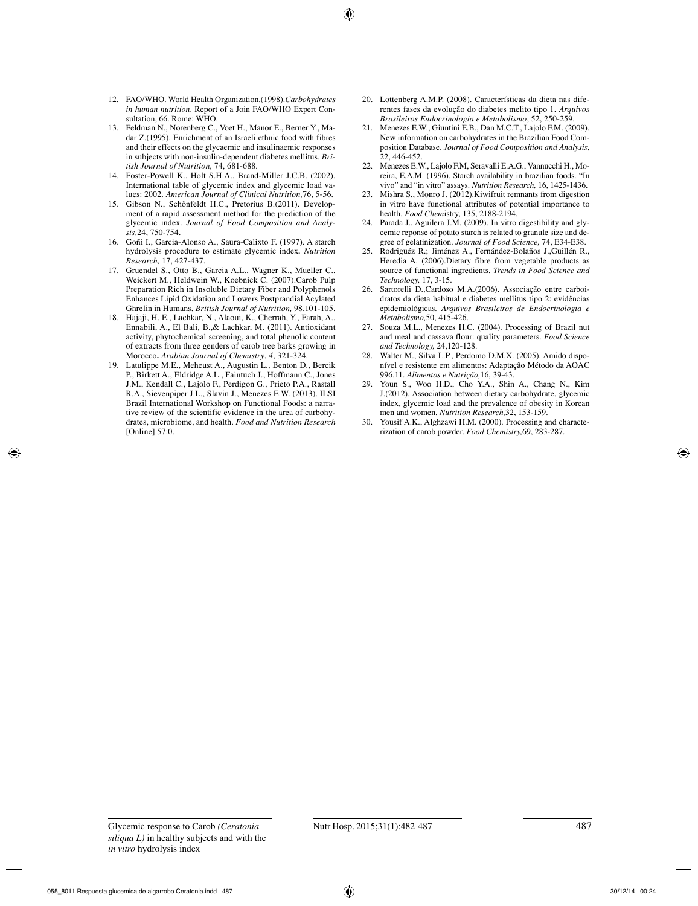12. FAO/WHO. World Health Organization.(1998).*Carbohydrates in human nutrition*. Report of a Join FAO/WHO Expert Consultation, 66. Rome: WHO.
13. Feldman N., Norenberg C., Voet H., Manor E., Berner Y., Madar Z.(1995). Enrichment of an Israeli ethnic food with fibres and their effects on the glycaemic and insulinaemic responses in subjects with non-insulin-dependent diabetes mellitus. *British Journal of Nutrition,* 74, 681-688.
14. Foster-Powell K., Holt S.H.A., Brand-Miller J.C.B. (2002). International table of glycemic index and glycemic load values: 2002**.** *American Journal of Clinical Nutrition,*76, 5-56.
15. Gibson N., Schönfeldt H.C., Pretorius B.(2011). Development of a rapid assessment method for the prediction of the glycemic index. *Journal of Food Composition and Analysis,*24, 750-754.
16. Goñi I., Garcia-Alonso A., Saura-Calixto F. (1997). A starch hydrolysis procedure to estimate glycemic index**.** *Nutrition Research,* 17, 427-437.
17. Gruendel S., Otto B., Garcia A.L., Wagner K., Mueller C., Weickert M., Heldwein W., Koebnick C. (2007).Carob Pulp Preparation Rich in Insoluble Dietary Fiber and Polyphenols Enhances Lipid Oxidation and Lowers Postprandial Acylated Ghrelin in Humans, *British Journal of Nutrition,* 98,101-105.
18. Hajaji, H. E., Lachkar, N., Alaoui, K., Cherrah, Y., Farah, A., Ennabili, A., El Bali, B.,& Lachkar, M. (2011). Antioxidant activity, phytochemical screening, and total phenolic content of extracts from three genders of carob tree barks growing in Morocco**.** *Arabian Journal of Chemistry*, *4*, 321-324.
19. Latulippe M.E., Meheust A., Augustin L., Benton D., Bercik P., Birkett A., Eldridge A.L., Faintuch J., Hoffmann C., Jones J.M., Kendall C., Lajolo F., Perdigon G., Prieto P.A., Rastall R.A., Sievenpiper J.L., Slavin J., Menezes E.W. (2013). ILSI Brazil International Workshop on Functional Foods: a narrative review of the scientific evidence in the area of carbohydrates, microbiome, and health. *Food and Nutrition Research* [Online] 57:0.
20. Lottenberg A.M.P. (2008). Características da dieta nas diferentes fases da evolução do diabetes melito tipo 1. *Arquivos Brasileiros Endocrinologia e Metabolismo*, 52, 250-259.
21. Menezes E.W., Giuntini E.B., Dan M.C.T., Lajolo F.M. (2009). New information on carbohydrates in the Brazilian Food Composition Database. *Journal of Food Composition and Analysis,* 22, 446-452.
22. Menezes E.W., Lajolo F.M, Seravalli E.A.G., Vannucchi H., Moreira, E.A.M. (1996). Starch availability in brazilian foods. "In vivo" and "in vitro" assays. *Nutrition Research,* 16, 1425-1436.
23. Mishra S., Monro J. (2012).Kiwifruit remnants from digestion in vitro have functional attributes of potential importance to health. *Food Chem*istry, 135, 2188-2194.
24. Parada J., Aguilera J.M. (2009). In vitro digestibility and glycemic reponse of potato starch is related to granule size and degree of gelatinization. *Journal of Food Science,* 74, E34-E38.
25. Rodriguéz R.; Jiménez A., Fernández-Bolaños J.,Guillén R., Heredia A. (2006).Dietary fibre from vegetable products as source of functional ingredients. *Trends in Food Science and Technology,* 17, 3-15.
26. Sartorelli D.,Cardoso M.A.(2006). Associação entre carboidratos da dieta habitual e diabetes mellitus tipo 2: evidências epidemiológicas. *Arquivos Brasileiros de Endocrinologia e Metabolismo,*50, 415-426.
27. Souza M.L., Menezes H.C. (2004). Processing of Brazil nut and meal and cassava flour: quality parameters. *Food Science and Technology,* 24,120-128.
28. Walter M., Silva L.P., Perdomo D.M.X. (2005). Amido disponível e resistente em alimentos: Adaptação Método da AOAC 996.11. *Alimentos e Nutrição,*16, 39-43.
29. Youn S., Woo H.D., Cho Y.A., Shin A., Chang N., Kim J.(2012). Association between dietary carbohydrate, glycemic index, glycemic load and the prevalence of obesity in Korean men and women. *Nutrition Research,*32, 153-159.
30. Yousif A.K., Alghzawi H.M. (2000). Processing and characterization of carob powder. *Food Chemistry,*69, 283-287.